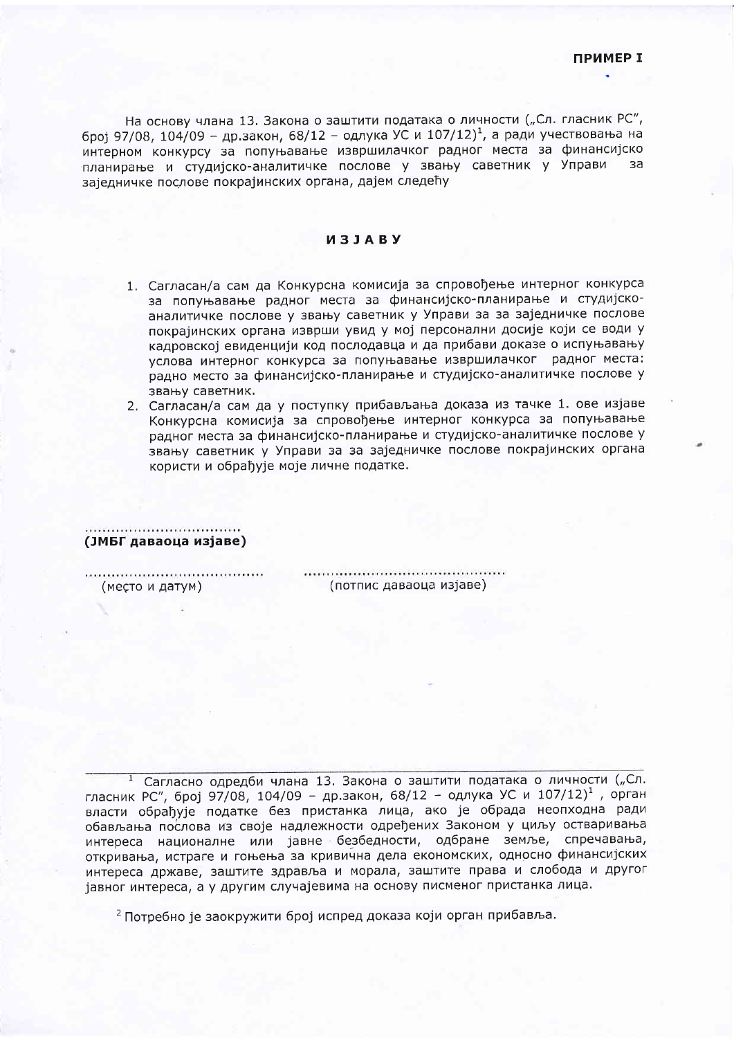**ПРИМЕР I**

На основу члана 13. Закона о заштити података о личности („Сл. гласник РС", број 97/08, 104/09 – др.закон, 68/12 – одлука УС и 107/12)[1], а ради учествовања на интерном конкурсу за попуњавање извршилачког радног места за финансијско планирање и студијско-аналитичке послове у звању саветник у Управи за заједничке послове покрајинских органа, дајем следећу

# ИЗЈАВУ

1. Сагласан/а сам да Конкурсна комисија за спровођење интерног конкурса за попуњавање радног места за финансијско-планирање и студијско-аналитичке послове у звању саветник у Управи за за заједничке послове покрајинских органа изврши увид у мој персонални досије који се води у кадровској евиденцији код послодавца и да прибави доказе о испуњавању услова интерног конкурса за попуњавање извршилачког радног места: радно место за финансијско-планирање и студијско-аналитичке послове у звању саветник.
2. Сагласан/а сам да у поступку прибављања доказа из тачке 1. ове изјаве Конкурсна комисија за спровођење интерног конкурса за попуњавање радног места за финансијско-планирање и студијско-аналитичке послове у звању саветник у Управи за за заједничке послове покрајинских органа користи и обрађује моје личне податке.

..................................

**(ЈМБГ даваоца изјаве)**

........................................ ...............................................

(место и датум) (потпис даваоца изјаве)

---

[1] Сагласно одредби члана 13. Закона о заштити података о личности („Сл. гласник РС", број 97/08, 104/09 – др.закон, 68/12 – одлука УС и 107/12)[1] , орган власти обрађује податке без пристанка лица, ако је обрада неопходна ради обављања послова из своје надлежности одређених Законом у циљу остваривања интереса националне или јавне безбедности, одбране земље, спречавања, откривања, истраге и гоњења за кривична дела економских, односно финансијских интереса државе, заштите здравља и морала, заштите права и слобода и другог јавног интереса, а у другим случајевима на основу писменог пристанка лица.

[2] Потребно је заокружити број испред доказа који орган прибавља.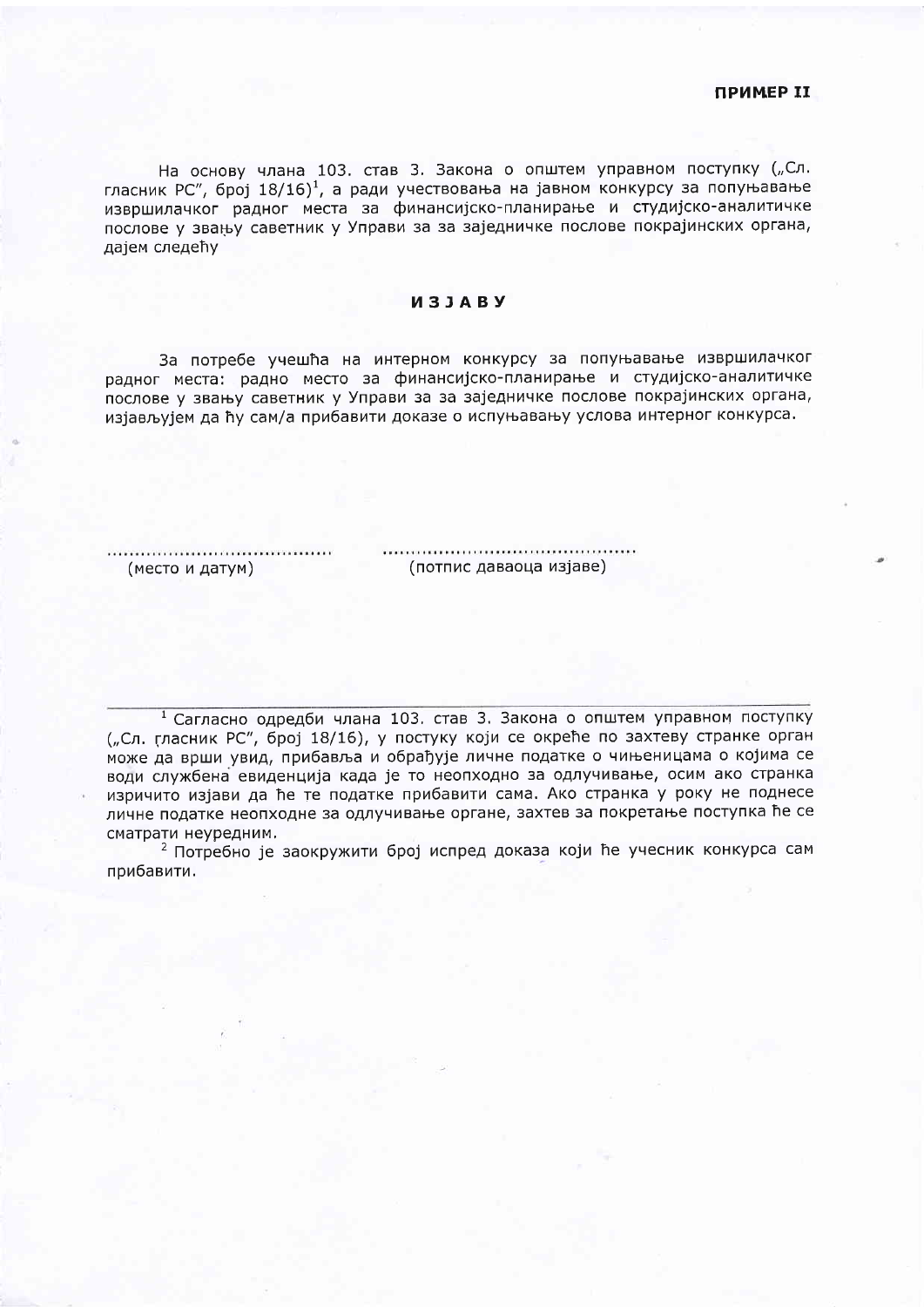**ПРИМЕР II**

На основу члана 103. став 3. Закона о општем управном поступку („Сл. гласник РС", број 18/16)[1], а ради учествовања на јавном конкурсу за попуњавање извршилачког радног места за финансијско-планирање и студијско-аналитичке послове у звању саветник у Управи за за заједничке послове покрајинских органа, дајем следећу

## ИЗЈАВУ

За потребе учешћа на интерном конкурсу за попуњавање извршилачког радног места: радно место за финансијско-планирање и студијско-аналитичке послове у звању саветник у Управи за за заједничке послове покрајинских органа, изјављујем да ћу сам/а прибавити доказе о испуњавању услова интерног конкурса.

.......................................
(место и датум)

...........................................
(потпис даваоца изјаве)

---

[1] Сагласно одредби члана 103. став 3. Закона о општем управном поступку („Сл. гласник РС", број 18/16), у поступку који се окреће по захтеву странке орган може да врши увид, прибавља и обрађује личне податке о чињеницама о којима се води службена евиденција када је то неопходно за одлучивање, осим ако странка изричито изјави да ће те податке прибавити сама. Ако странка у року не поднесе личне податке неопходне за одлучивање органе, захтев за покретање поступка ће се сматрати неуредним.

[2] Потребно је заокружити број испред доказа који ће учесник конкурса сам прибавити.